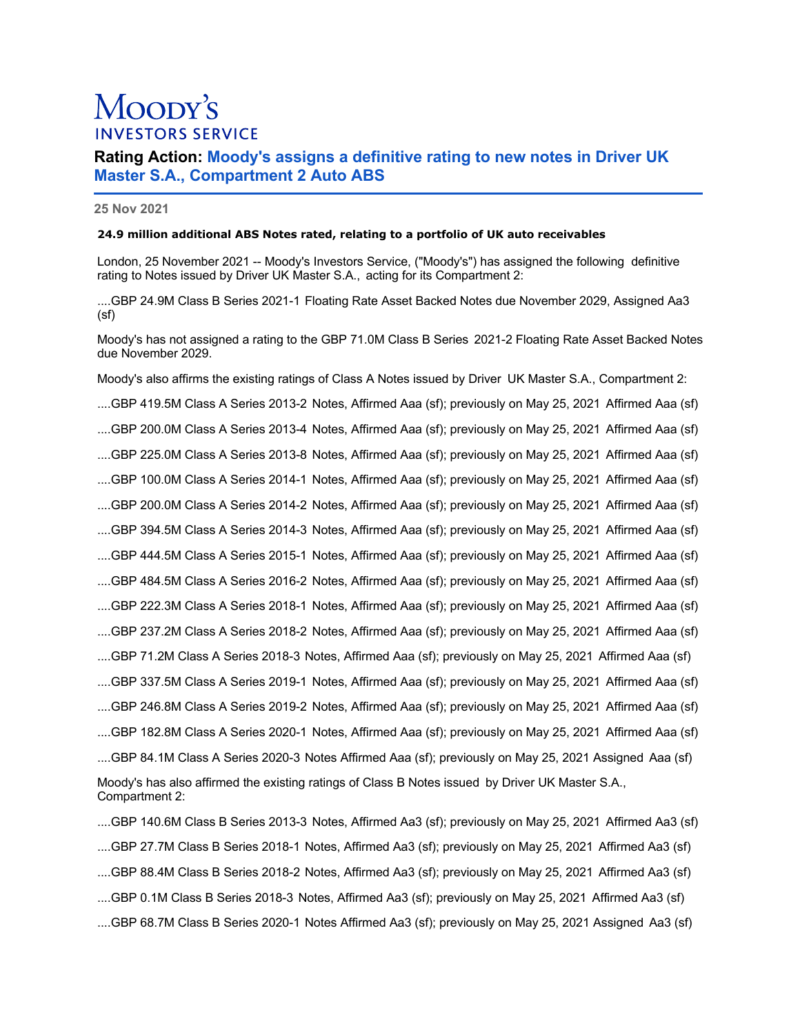Moody's Investors Service

# Rating Action: Moody's assigns a definitive rating to new notes in Driver UK Master S.A., Compartment 2 Auto ABS

**25 Nov 2021**

**24.9 million additional ABS Notes rated, relating to a portfolio of UK auto receivables**

London, 25 November 2021 -- Moody's Investors Service, ("Moody's") has assigned the following definitive rating to Notes issued by Driver UK Master S.A., acting for its Compartment 2:

....GBP 24.9M Class B Series 2021-1 Floating Rate Asset Backed Notes due November 2029, Assigned Aa3 (sf)

Moody's has not assigned a rating to the GBP 71.0M Class B Series 2021-2 Floating Rate Asset Backed Notes due November 2029.

Moody's also affirms the existing ratings of Class A Notes issued by Driver UK Master S.A., Compartment 2:

....GBP 419.5M Class A Series 2013-2 Notes, Affirmed Aaa (sf); previously on May 25, 2021 Affirmed Aaa (sf)

....GBP 200.0M Class A Series 2013-4 Notes, Affirmed Aaa (sf); previously on May 25, 2021 Affirmed Aaa (sf)

....GBP 225.0M Class A Series 2013-8 Notes, Affirmed Aaa (sf); previously on May 25, 2021 Affirmed Aaa (sf)

....GBP 100.0M Class A Series 2014-1 Notes, Affirmed Aaa (sf); previously on May 25, 2021 Affirmed Aaa (sf)

....GBP 200.0M Class A Series 2014-2 Notes, Affirmed Aaa (sf); previously on May 25, 2021 Affirmed Aaa (sf)

....GBP 394.5M Class A Series 2014-3 Notes, Affirmed Aaa (sf); previously on May 25, 2021 Affirmed Aaa (sf)

....GBP 444.5M Class A Series 2015-1 Notes, Affirmed Aaa (sf); previously on May 25, 2021 Affirmed Aaa (sf)

....GBP 484.5M Class A Series 2016-2 Notes, Affirmed Aaa (sf); previously on May 25, 2021 Affirmed Aaa (sf)

....GBP 222.3M Class A Series 2018-1 Notes, Affirmed Aaa (sf); previously on May 25, 2021 Affirmed Aaa (sf)

....GBP 237.2M Class A Series 2018-2 Notes, Affirmed Aaa (sf); previously on May 25, 2021 Affirmed Aaa (sf)

....GBP 71.2M Class A Series 2018-3 Notes, Affirmed Aaa (sf); previously on May 25, 2021 Affirmed Aaa (sf)

....GBP 337.5M Class A Series 2019-1 Notes, Affirmed Aaa (sf); previously on May 25, 2021 Affirmed Aaa (sf)

....GBP 246.8M Class A Series 2019-2 Notes, Affirmed Aaa (sf); previously on May 25, 2021 Affirmed Aaa (sf)

....GBP 182.8M Class A Series 2020-1 Notes, Affirmed Aaa (sf); previously on May 25, 2021 Affirmed Aaa (sf)

....GBP 84.1M Class A Series 2020-3 Notes Affirmed Aaa (sf); previously on May 25, 2021 Assigned Aaa (sf)

Moody's has also affirmed the existing ratings of Class B Notes issued by Driver UK Master S.A., Compartment 2:

....GBP 140.6M Class B Series 2013-3 Notes, Affirmed Aa3 (sf); previously on May 25, 2021 Affirmed Aa3 (sf)

....GBP 27.7M Class B Series 2018-1 Notes, Affirmed Aa3 (sf); previously on May 25, 2021 Affirmed Aa3 (sf)

....GBP 88.4M Class B Series 2018-2 Notes, Affirmed Aa3 (sf); previously on May 25, 2021 Affirmed Aa3 (sf)

....GBP 0.1M Class B Series 2018-3 Notes, Affirmed Aa3 (sf); previously on May 25, 2021 Affirmed Aa3 (sf)

....GBP 68.7M Class B Series 2020-1 Notes Affirmed Aa3 (sf); previously on May 25, 2021 Assigned Aa3 (sf)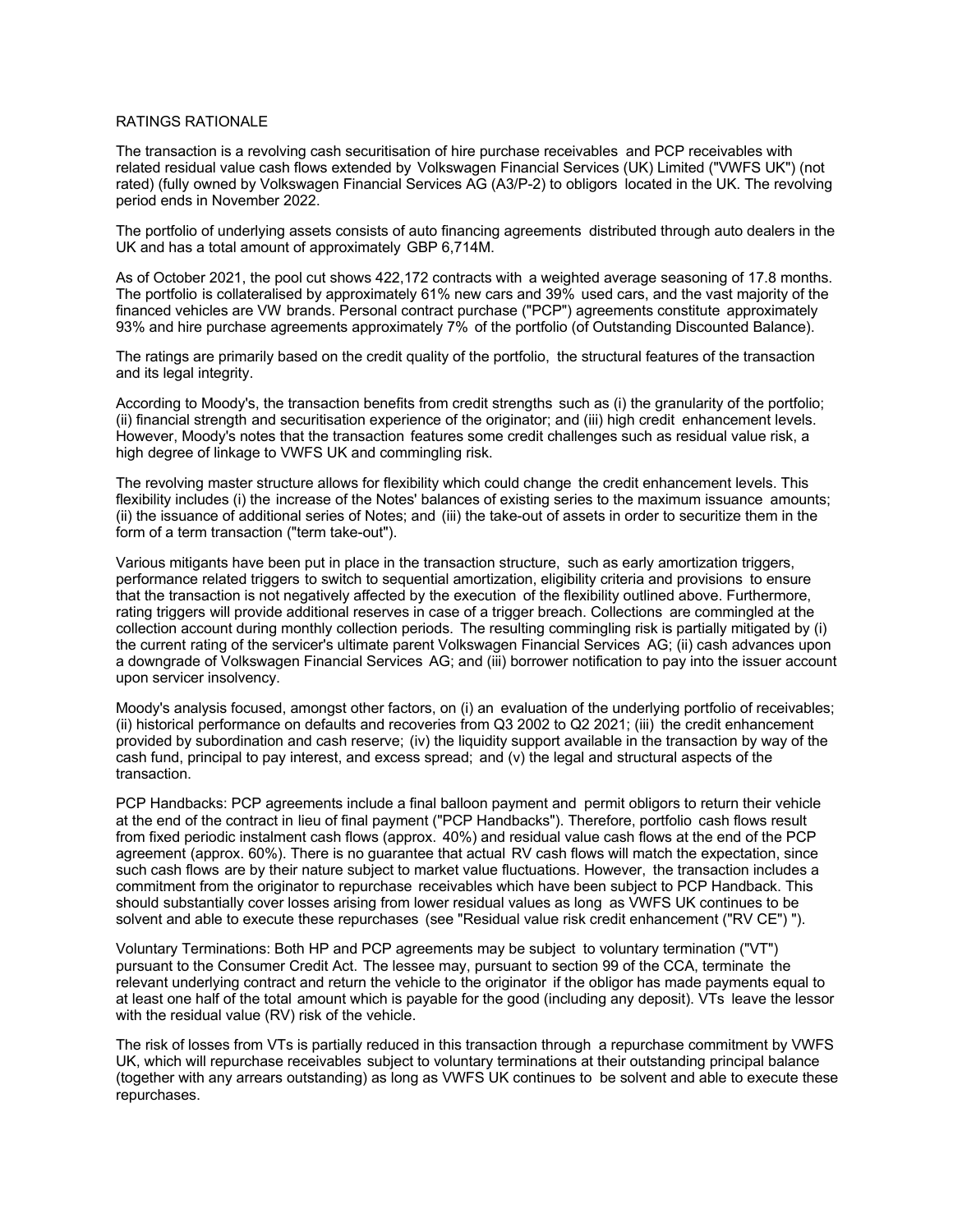## RATINGS RATIONALE

The transaction is a revolving cash securitisation of hire purchase receivables and PCP receivables with related residual value cash flows extended by Volkswagen Financial Services (UK) Limited ("VWFS UK") (not rated) (fully owned by Volkswagen Financial Services AG (A3/P-2) to obligors located in the UK. The revolving period ends in November 2022.

The portfolio of underlying assets consists of auto financing agreements distributed through auto dealers in the UK and has a total amount of approximately GBP 6,714M.

As of October 2021, the pool cut shows 422,172 contracts with a weighted average seasoning of 17.8 months. The portfolio is collateralised by approximately 61% new cars and 39% used cars, and the vast majority of the financed vehicles are VW brands. Personal contract purchase ("PCP") agreements constitute approximately 93% and hire purchase agreements approximately 7% of the portfolio (of Outstanding Discounted Balance).

The ratings are primarily based on the credit quality of the portfolio, the structural features of the transaction and its legal integrity.

According to Moody's, the transaction benefits from credit strengths such as (i) the granularity of the portfolio; (ii) financial strength and securitisation experience of the originator; and (iii) high credit enhancement levels. However, Moody's notes that the transaction features some credit challenges such as residual value risk, a high degree of linkage to VWFS UK and commingling risk.

The revolving master structure allows for flexibility which could change the credit enhancement levels. This flexibility includes (i) the increase of the Notes' balances of existing series to the maximum issuance amounts; (ii) the issuance of additional series of Notes; and (iii) the take-out of assets in order to securitize them in the form of a term transaction ("term take-out").

Various mitigants have been put in place in the transaction structure, such as early amortization triggers, performance related triggers to switch to sequential amortization, eligibility criteria and provisions to ensure that the transaction is not negatively affected by the execution of the flexibility outlined above. Furthermore, rating triggers will provide additional reserves in case of a trigger breach. Collections are commingled at the collection account during monthly collection periods. The resulting commingling risk is partially mitigated by (i) the current rating of the servicer's ultimate parent Volkswagen Financial Services AG; (ii) cash advances upon a downgrade of Volkswagen Financial Services AG; and (iii) borrower notification to pay into the issuer account upon servicer insolvency.

Moody's analysis focused, amongst other factors, on (i) an evaluation of the underlying portfolio of receivables; (ii) historical performance on defaults and recoveries from Q3 2002 to Q2 2021; (iii) the credit enhancement provided by subordination and cash reserve; (iv) the liquidity support available in the transaction by way of the cash fund, principal to pay interest, and excess spread; and (v) the legal and structural aspects of the transaction.

PCP Handbacks: PCP agreements include a final balloon payment and permit obligors to return their vehicle at the end of the contract in lieu of final payment ("PCP Handbacks"). Therefore, portfolio cash flows result from fixed periodic instalment cash flows (approx. 40%) and residual value cash flows at the end of the PCP agreement (approx. 60%). There is no guarantee that actual RV cash flows will match the expectation, since such cash flows are by their nature subject to market value fluctuations. However, the transaction includes a commitment from the originator to repurchase receivables which have been subject to PCP Handback. This should substantially cover losses arising from lower residual values as long as VWFS UK continues to be solvent and able to execute these repurchases (see "Residual value risk credit enhancement ("RV CE") ").

Voluntary Terminations: Both HP and PCP agreements may be subject to voluntary termination ("VT") pursuant to the Consumer Credit Act. The lessee may, pursuant to section 99 of the CCA, terminate the relevant underlying contract and return the vehicle to the originator if the obligor has made payments equal to at least one half of the total amount which is payable for the good (including any deposit). VTs leave the lessor with the residual value (RV) risk of the vehicle.

The risk of losses from VTs is partially reduced in this transaction through a repurchase commitment by VWFS UK, which will repurchase receivables subject to voluntary terminations at their outstanding principal balance (together with any arrears outstanding) as long as VWFS UK continues to be solvent and able to execute these repurchases.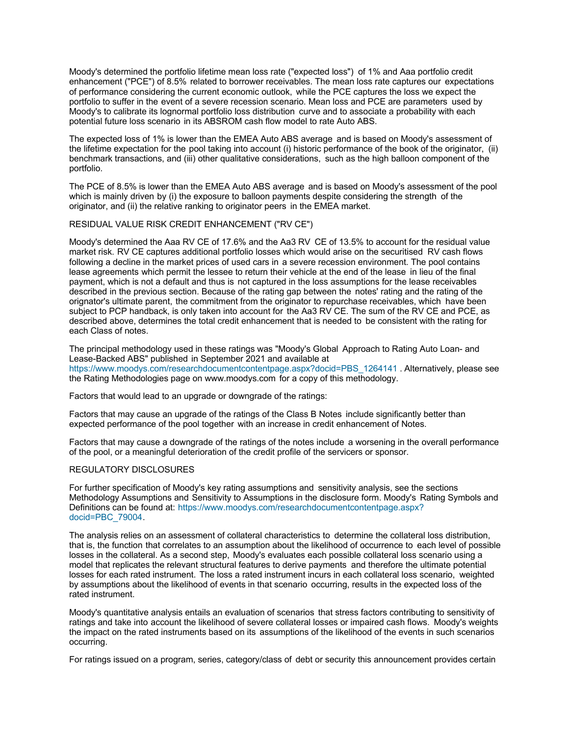Moody's determined the portfolio lifetime mean loss rate ("expected loss") of 1% and Aaa portfolio credit enhancement ("PCE") of 8.5% related to borrower receivables. The mean loss rate captures our expectations of performance considering the current economic outlook, while the PCE captures the loss we expect the portfolio to suffer in the event of a severe recession scenario. Mean loss and PCE are parameters used by Moody's to calibrate its lognormal portfolio loss distribution curve and to associate a probability with each potential future loss scenario in its ABSROM cash flow model to rate Auto ABS.

The expected loss of 1% is lower than the EMEA Auto ABS average and is based on Moody's assessment of the lifetime expectation for the pool taking into account (i) historic performance of the book of the originator, (ii) benchmark transactions, and (iii) other qualitative considerations, such as the high balloon component of the portfolio.

The PCE of 8.5% is lower than the EMEA Auto ABS average and is based on Moody's assessment of the pool which is mainly driven by (i) the exposure to balloon payments despite considering the strength of the originator, and (ii) the relative ranking to originator peers in the EMEA market.

RESIDUAL VALUE RISK CREDIT ENHANCEMENT ("RV CE")

Moody's determined the Aaa RV CE of 17.6% and the Aa3 RV CE of 13.5% to account for the residual value market risk. RV CE captures additional portfolio losses which would arise on the securitised RV cash flows following a decline in the market prices of used cars in a severe recession environment. The pool contains lease agreements which permit the lessee to return their vehicle at the end of the lease in lieu of the final payment, which is not a default and thus is not captured in the loss assumptions for the lease receivables described in the previous section. Because of the rating gap between the notes' rating and the rating of the orignator's ultimate parent, the commitment from the originator to repurchase receivables, which have been subject to PCP handback, is only taken into account for the Aa3 RV CE. The sum of the RV CE and PCE, as described above, determines the total credit enhancement that is needed to be consistent with the rating for each Class of notes.

The principal methodology used in these ratings was "Moody's Global Approach to Rating Auto Loan- and Lease-Backed ABS" published in September 2021 and available at https://www.moodys.com/researchdocumentcontentpage.aspx?docid=PBS_1264141 . Alternatively, please see the Rating Methodologies page on www.moodys.com for a copy of this methodology.

Factors that would lead to an upgrade or downgrade of the ratings:

Factors that may cause an upgrade of the ratings of the Class B Notes include significantly better than expected performance of the pool together with an increase in credit enhancement of Notes.

Factors that may cause a downgrade of the ratings of the notes include a worsening in the overall performance of the pool, or a meaningful deterioration of the credit profile of the servicers or sponsor.

REGULATORY DISCLOSURES

For further specification of Moody's key rating assumptions and sensitivity analysis, see the sections Methodology Assumptions and Sensitivity to Assumptions in the disclosure form. Moody's Rating Symbols and Definitions can be found at: https://www.moodys.com/researchdocumentcontentpage.aspx?docid=PBC_79004.

The analysis relies on an assessment of collateral characteristics to determine the collateral loss distribution, that is, the function that correlates to an assumption about the likelihood of occurrence to each level of possible losses in the collateral. As a second step, Moody's evaluates each possible collateral loss scenario using a model that replicates the relevant structural features to derive payments and therefore the ultimate potential losses for each rated instrument. The loss a rated instrument incurs in each collateral loss scenario, weighted by assumptions about the likelihood of events in that scenario occurring, results in the expected loss of the rated instrument.

Moody's quantitative analysis entails an evaluation of scenarios that stress factors contributing to sensitivity of ratings and take into account the likelihood of severe collateral losses or impaired cash flows. Moody's weights the impact on the rated instruments based on its assumptions of the likelihood of the events in such scenarios occurring.

For ratings issued on a program, series, category/class of debt or security this announcement provides certain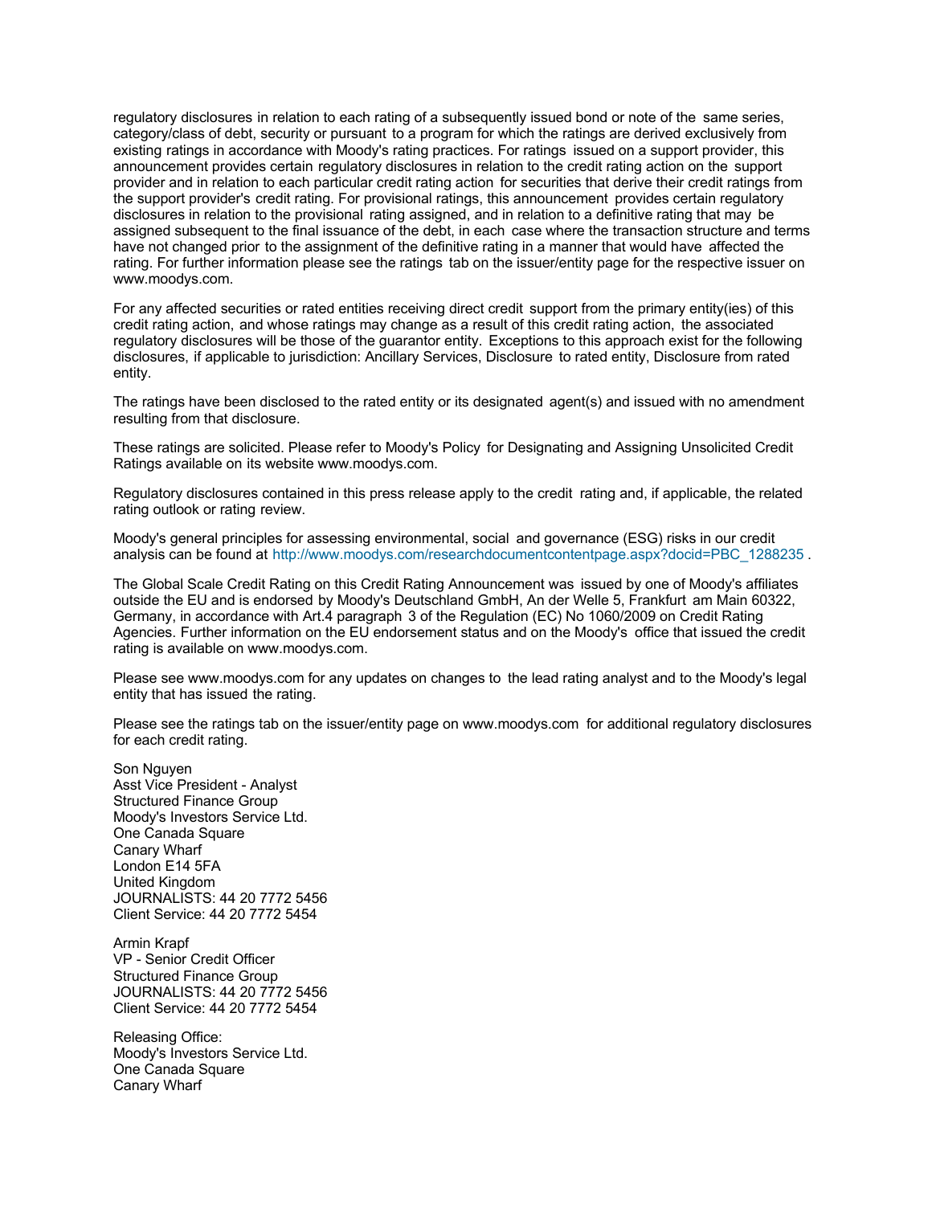regulatory disclosures in relation to each rating of a subsequently issued bond or note of the same series, category/class of debt, security or pursuant to a program for which the ratings are derived exclusively from existing ratings in accordance with Moody's rating practices. For ratings issued on a support provider, this announcement provides certain regulatory disclosures in relation to the credit rating action on the support provider and in relation to each particular credit rating action for securities that derive their credit ratings from the support provider's credit rating. For provisional ratings, this announcement provides certain regulatory disclosures in relation to the provisional rating assigned, and in relation to a definitive rating that may be assigned subsequent to the final issuance of the debt, in each case where the transaction structure and terms have not changed prior to the assignment of the definitive rating in a manner that would have affected the rating. For further information please see the ratings tab on the issuer/entity page for the respective issuer on www.moodys.com.

For any affected securities or rated entities receiving direct credit support from the primary entity(ies) of this credit rating action, and whose ratings may change as a result of this credit rating action, the associated regulatory disclosures will be those of the guarantor entity. Exceptions to this approach exist for the following disclosures, if applicable to jurisdiction: Ancillary Services, Disclosure to rated entity, Disclosure from rated entity.

The ratings have been disclosed to the rated entity or its designated agent(s) and issued with no amendment resulting from that disclosure.

These ratings are solicited. Please refer to Moody's Policy for Designating and Assigning Unsolicited Credit Ratings available on its website www.moodys.com.

Regulatory disclosures contained in this press release apply to the credit rating and, if applicable, the related rating outlook or rating review.

Moody's general principles for assessing environmental, social and governance (ESG) risks in our credit analysis can be found at http://www.moodys.com/researchdocumentcontentpage.aspx?docid=PBC_1288235 .

The Global Scale Credit Rating on this Credit Rating Announcement was issued by one of Moody's affiliates outside the EU and is endorsed by Moody's Deutschland GmbH, An der Welle 5, Frankfurt am Main 60322, Germany, in accordance with Art.4 paragraph 3 of the Regulation (EC) No 1060/2009 on Credit Rating Agencies. Further information on the EU endorsement status and on the Moody's office that issued the credit rating is available on www.moodys.com.

Please see www.moodys.com for any updates on changes to the lead rating analyst and to the Moody's legal entity that has issued the rating.

Please see the ratings tab on the issuer/entity page on www.moodys.com for additional regulatory disclosures for each credit rating.

Son Nguyen
Asst Vice President - Analyst
Structured Finance Group
Moody's Investors Service Ltd.
One Canada Square
Canary Wharf
London E14 5FA
United Kingdom
JOURNALISTS: 44 20 7772 5456
Client Service: 44 20 7772 5454

Armin Krapf
VP - Senior Credit Officer
Structured Finance Group
JOURNALISTS: 44 20 7772 5456
Client Service: 44 20 7772 5454

Releasing Office:
Moody's Investors Service Ltd.
One Canada Square
Canary Wharf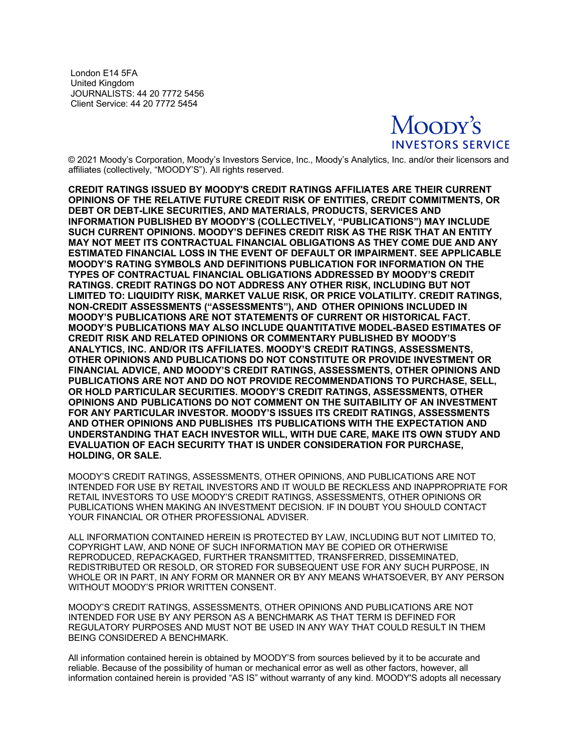London E14 5FA
United Kingdom
JOURNALISTS: 44 20 7772 5456
Client Service: 44 20 7772 5454

MOODY'S INVESTORS SERVICE

© 2021 Moody's Corporation, Moody's Investors Service, Inc., Moody's Analytics, Inc. and/or their licensors and affiliates (collectively, "MOODY'S"). All rights reserved.

**CREDIT RATINGS ISSUED BY MOODY'S CREDIT RATINGS AFFILIATES ARE THEIR CURRENT OPINIONS OF THE RELATIVE FUTURE CREDIT RISK OF ENTITIES, CREDIT COMMITMENTS, OR DEBT OR DEBT-LIKE SECURITIES, AND MATERIALS, PRODUCTS, SERVICES AND INFORMATION PUBLISHED BY MOODY'S (COLLECTIVELY, "PUBLICATIONS") MAY INCLUDE SUCH CURRENT OPINIONS. MOODY'S DEFINES CREDIT RISK AS THE RISK THAT AN ENTITY MAY NOT MEET ITS CONTRACTUAL FINANCIAL OBLIGATIONS AS THEY COME DUE AND ANY ESTIMATED FINANCIAL LOSS IN THE EVENT OF DEFAULT OR IMPAIRMENT. SEE APPLICABLE MOODY'S RATING SYMBOLS AND DEFINITIONS PUBLICATION FOR INFORMATION ON THE TYPES OF CONTRACTUAL FINANCIAL OBLIGATIONS ADDRESSED BY MOODY'S CREDIT RATINGS. CREDIT RATINGS DO NOT ADDRESS ANY OTHER RISK, INCLUDING BUT NOT LIMITED TO: LIQUIDITY RISK, MARKET VALUE RISK, OR PRICE VOLATILITY. CREDIT RATINGS, NON-CREDIT ASSESSMENTS ("ASSESSMENTS"), AND OTHER OPINIONS INCLUDED IN MOODY'S PUBLICATIONS ARE NOT STATEMENTS OF CURRENT OR HISTORICAL FACT. MOODY'S PUBLICATIONS MAY ALSO INCLUDE QUANTITATIVE MODEL-BASED ESTIMATES OF CREDIT RISK AND RELATED OPINIONS OR COMMENTARY PUBLISHED BY MOODY'S ANALYTICS, INC. AND/OR ITS AFFILIATES. MOODY'S CREDIT RATINGS, ASSESSMENTS, OTHER OPINIONS AND PUBLICATIONS DO NOT CONSTITUTE OR PROVIDE INVESTMENT OR FINANCIAL ADVICE, AND MOODY'S CREDIT RATINGS, ASSESSMENTS, OTHER OPINIONS AND PUBLICATIONS ARE NOT AND DO NOT PROVIDE RECOMMENDATIONS TO PURCHASE, SELL, OR HOLD PARTICULAR SECURITIES. MOODY'S CREDIT RATINGS, ASSESSMENTS, OTHER OPINIONS AND PUBLICATIONS DO NOT COMMENT ON THE SUITABILITY OF AN INVESTMENT FOR ANY PARTICULAR INVESTOR. MOODY'S ISSUES ITS CREDIT RATINGS, ASSESSMENTS AND OTHER OPINIONS AND PUBLISHES ITS PUBLICATIONS WITH THE EXPECTATION AND UNDERSTANDING THAT EACH INVESTOR WILL, WITH DUE CARE, MAKE ITS OWN STUDY AND EVALUATION OF EACH SECURITY THAT IS UNDER CONSIDERATION FOR PURCHASE, HOLDING, OR SALE.**

MOODY'S CREDIT RATINGS, ASSESSMENTS, OTHER OPINIONS, AND PUBLICATIONS ARE NOT INTENDED FOR USE BY RETAIL INVESTORS AND IT WOULD BE RECKLESS AND INAPPROPRIATE FOR RETAIL INVESTORS TO USE MOODY'S CREDIT RATINGS, ASSESSMENTS, OTHER OPINIONS OR PUBLICATIONS WHEN MAKING AN INVESTMENT DECISION. IF IN DOUBT YOU SHOULD CONTACT YOUR FINANCIAL OR OTHER PROFESSIONAL ADVISER.

ALL INFORMATION CONTAINED HEREIN IS PROTECTED BY LAW, INCLUDING BUT NOT LIMITED TO, COPYRIGHT LAW, AND NONE OF SUCH INFORMATION MAY BE COPIED OR OTHERWISE REPRODUCED, REPACKAGED, FURTHER TRANSMITTED, TRANSFERRED, DISSEMINATED, REDISTRIBUTED OR RESOLD, OR STORED FOR SUBSEQUENT USE FOR ANY SUCH PURPOSE, IN WHOLE OR IN PART, IN ANY FORM OR MANNER OR BY ANY MEANS WHATSOEVER, BY ANY PERSON WITHOUT MOODY'S PRIOR WRITTEN CONSENT.

MOODY'S CREDIT RATINGS, ASSESSMENTS, OTHER OPINIONS AND PUBLICATIONS ARE NOT INTENDED FOR USE BY ANY PERSON AS A BENCHMARK AS THAT TERM IS DEFINED FOR REGULATORY PURPOSES AND MUST NOT BE USED IN ANY WAY THAT COULD RESULT IN THEM BEING CONSIDERED A BENCHMARK.

All information contained herein is obtained by MOODY'S from sources believed by it to be accurate and reliable. Because of the possibility of human or mechanical error as well as other factors, however, all information contained herein is provided "AS IS" without warranty of any kind. MOODY'S adopts all necessary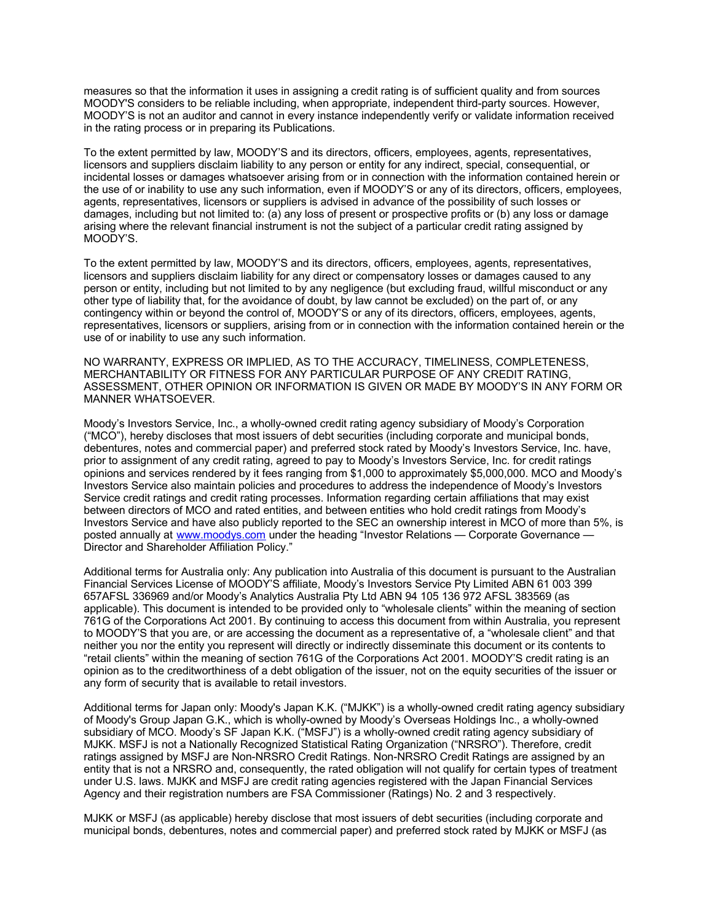measures so that the information it uses in assigning a credit rating is of sufficient quality and from sources MOODY'S considers to be reliable including, when appropriate, independent third-party sources. However, MOODY'S is not an auditor and cannot in every instance independently verify or validate information received in the rating process or in preparing its Publications.

To the extent permitted by law, MOODY'S and its directors, officers, employees, agents, representatives, licensors and suppliers disclaim liability to any person or entity for any indirect, special, consequential, or incidental losses or damages whatsoever arising from or in connection with the information contained herein or the use of or inability to use any such information, even if MOODY'S or any of its directors, officers, employees, agents, representatives, licensors or suppliers is advised in advance of the possibility of such losses or damages, including but not limited to: (a) any loss of present or prospective profits or (b) any loss or damage arising where the relevant financial instrument is not the subject of a particular credit rating assigned by MOODY'S.

To the extent permitted by law, MOODY'S and its directors, officers, employees, agents, representatives, licensors and suppliers disclaim liability for any direct or compensatory losses or damages caused to any person or entity, including but not limited to by any negligence (but excluding fraud, willful misconduct or any other type of liability that, for the avoidance of doubt, by law cannot be excluded) on the part of, or any contingency within or beyond the control of, MOODY'S or any of its directors, officers, employees, agents, representatives, licensors or suppliers, arising from or in connection with the information contained herein or the use of or inability to use any such information.

NO WARRANTY, EXPRESS OR IMPLIED, AS TO THE ACCURACY, TIMELINESS, COMPLETENESS, MERCHANTABILITY OR FITNESS FOR ANY PARTICULAR PURPOSE OF ANY CREDIT RATING, ASSESSMENT, OTHER OPINION OR INFORMATION IS GIVEN OR MADE BY MOODY'S IN ANY FORM OR MANNER WHATSOEVER.

Moody's Investors Service, Inc., a wholly-owned credit rating agency subsidiary of Moody's Corporation ("MCO"), hereby discloses that most issuers of debt securities (including corporate and municipal bonds, debentures, notes and commercial paper) and preferred stock rated by Moody's Investors Service, Inc. have, prior to assignment of any credit rating, agreed to pay to Moody's Investors Service, Inc. for credit ratings opinions and services rendered by it fees ranging from $1,000 to approximately $5,000,000. MCO and Moody's Investors Service also maintain policies and procedures to address the independence of Moody's Investors Service credit ratings and credit rating processes. Information regarding certain affiliations that may exist between directors of MCO and rated entities, and between entities who hold credit ratings from Moody's Investors Service and have also publicly reported to the SEC an ownership interest in MCO of more than 5%, is posted annually at [www.moodys.com](http://www.moodys.com) under the heading "Investor Relations — Corporate Governance — Director and Shareholder Affiliation Policy."

Additional terms for Australia only: Any publication into Australia of this document is pursuant to the Australian Financial Services License of MOODY'S affiliate, Moody's Investors Service Pty Limited ABN 61 003 399 657AFSL 336969 and/or Moody's Analytics Australia Pty Ltd ABN 94 105 136 972 AFSL 383569 (as applicable). This document is intended to be provided only to "wholesale clients" within the meaning of section 761G of the Corporations Act 2001. By continuing to access this document from within Australia, you represent to MOODY'S that you are, or are accessing the document as a representative of, a "wholesale client" and that neither you nor the entity you represent will directly or indirectly disseminate this document or its contents to "retail clients" within the meaning of section 761G of the Corporations Act 2001. MOODY'S credit rating is an opinion as to the creditworthiness of a debt obligation of the issuer, not on the equity securities of the issuer or any form of security that is available to retail investors.

Additional terms for Japan only: Moody's Japan K.K. ("MJKK") is a wholly-owned credit rating agency subsidiary of Moody's Group Japan G.K., which is wholly-owned by Moody's Overseas Holdings Inc., a wholly-owned subsidiary of MCO. Moody's SF Japan K.K. ("MSFJ") is a wholly-owned credit rating agency subsidiary of MJKK. MSFJ is not a Nationally Recognized Statistical Rating Organization ("NRSRO"). Therefore, credit ratings assigned by MSFJ are Non-NRSRO Credit Ratings. Non-NRSRO Credit Ratings are assigned by an entity that is not a NRSRO and, consequently, the rated obligation will not qualify for certain types of treatment under U.S. laws. MJKK and MSFJ are credit rating agencies registered with the Japan Financial Services Agency and their registration numbers are FSA Commissioner (Ratings) No. 2 and 3 respectively.

MJKK or MSFJ (as applicable) hereby disclose that most issuers of debt securities (including corporate and municipal bonds, debentures, notes and commercial paper) and preferred stock rated by MJKK or MSFJ (as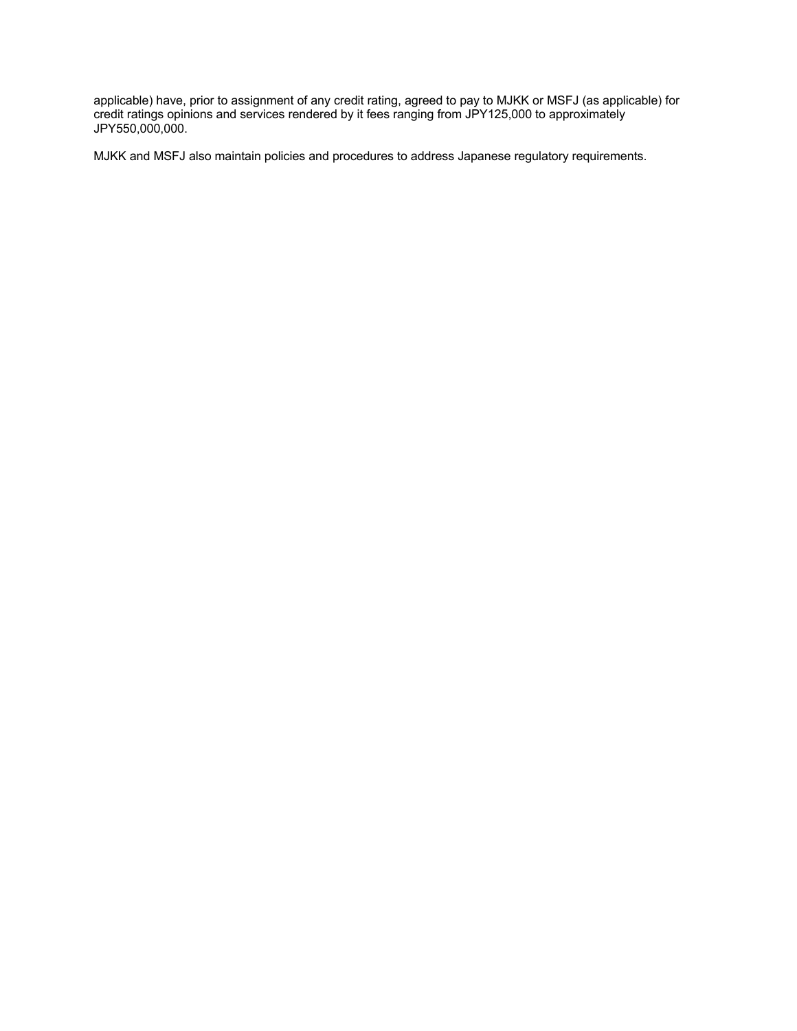applicable) have, prior to assignment of any credit rating, agreed to pay to MJKK or MSFJ (as applicable) for credit ratings opinions and services rendered by it fees ranging from JPY125,000 to approximately JPY550,000,000.

MJKK and MSFJ also maintain policies and procedures to address Japanese regulatory requirements.